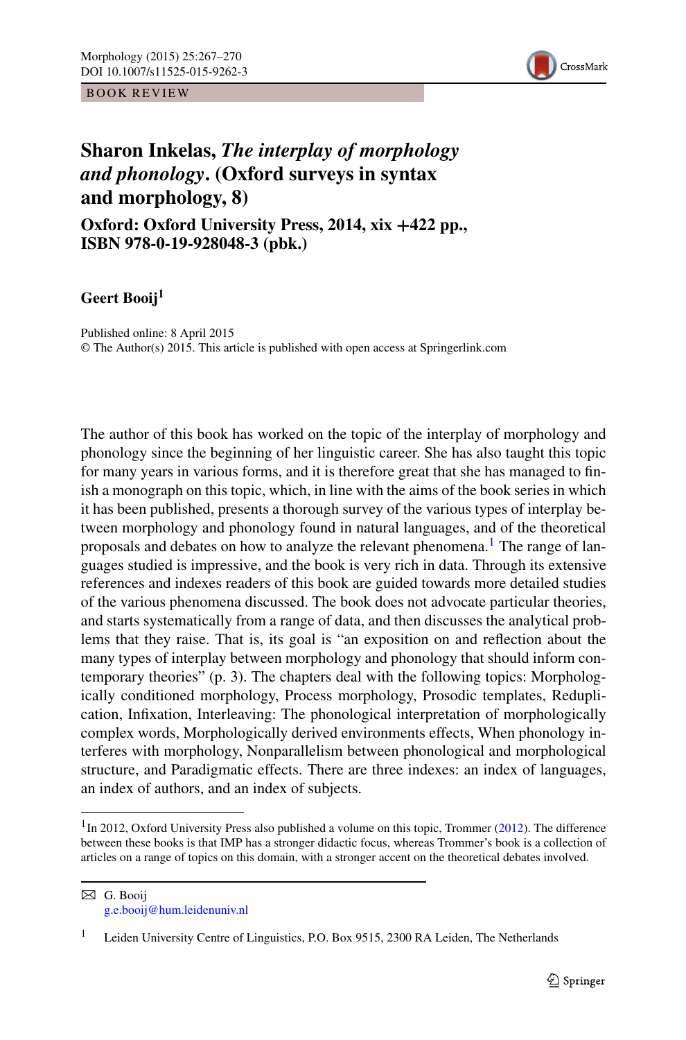BOOK REVIEW

# Sharon Inkelas, *The interplay of morphology and phonology*. (Oxford surveys in syntax and morphology, 8)

## Oxford: Oxford University Press, 2014, xix +422 pp., ISBN 978-0-19-928048-3 (pbk.)

**Geert Booij**[1]

Published online: 8 April 2015
© The Author(s) 2015. This article is published with open access at Springerlink.com

The author of this book has worked on the topic of the interplay of morphology and phonology since the beginning of her linguistic career. She has also taught this topic for many years in various forms, and it is therefore great that she has managed to finish a monograph on this topic, which, in line with the aims of the book series in which it has been published, presents a thorough survey of the various types of interplay between morphology and phonology found in natural languages, and of the theoretical proposals and debates on how to analyze the relevant phenomena.[1] The range of languages studied is impressive, and the book is very rich in data. Through its extensive references and indexes readers of this book are guided towards more detailed studies of the various phenomena discussed. The book does not advocate particular theories, and starts systematically from a range of data, and then discusses the analytical problems that they raise. That is, its goal is "an exposition on and reflection about the many types of interplay between morphology and phonology that should inform contemporary theories" (p. 3). The chapters deal with the following topics: Morphologically conditioned morphology, Process morphology, Prosodic templates, Reduplication, Infixation, Interleaving: The phonological interpretation of morphologically complex words, Morphologically derived environments effects, When phonology interferes with morphology, Nonparallelism between phonological and morphological structure, and Paradigmatic effects. There are three indexes: an index of languages, an index of authors, and an index of subjects.

[1] In 2012, Oxford University Press also published a volume on this topic, Trommer (2012). The difference between these books is that IMP has a stronger didactic focus, whereas Trommer's book is a collection of articles on a range of topics on this domain, with a stronger accent on the theoretical debates involved.

✉ G. Booij
g.e.booij@hum.leidenuniv.nl

[1] Leiden University Centre of Linguistics, P.O. Box 9515, 2300 RA Leiden, The Netherlands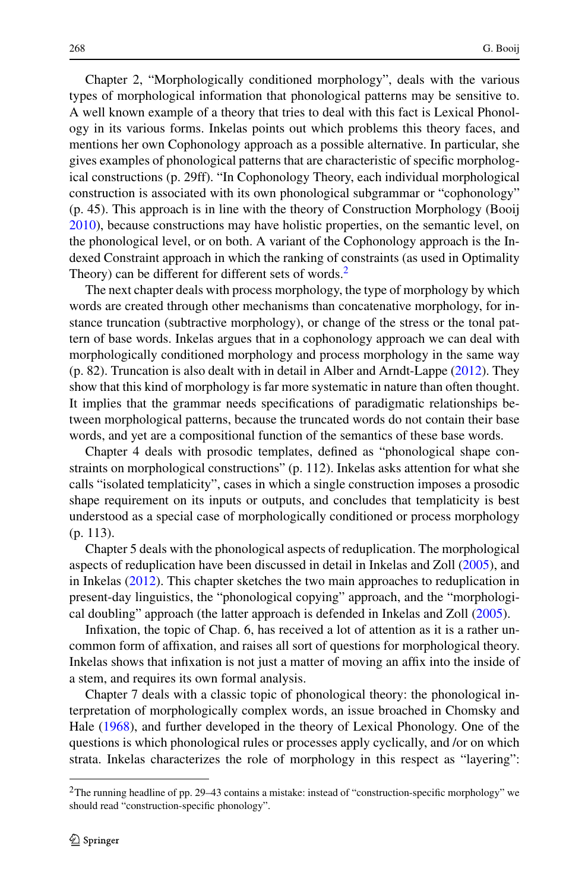Chapter 2, "Morphologically conditioned morphology", deals with the various types of morphological information that phonological patterns may be sensitive to. A well known example of a theory that tries to deal with this fact is Lexical Phonology in its various forms. Inkelas points out which problems this theory faces, and mentions her own Cophonology approach as a possible alternative. In particular, she gives examples of phonological patterns that are characteristic of specific morphological constructions (p. 29ff). "In Cophonology Theory, each individual morphological construction is associated with its own phonological subgrammar or "cophonology" (p. 45). This approach is in line with the theory of Construction Morphology (Booij 2010), because constructions may have holistic properties, on the semantic level, on the phonological level, or on both. A variant of the Cophonology approach is the Indexed Constraint approach in which the ranking of constraints (as used in Optimality Theory) can be different for different sets of words.[2]

The next chapter deals with process morphology, the type of morphology by which words are created through other mechanisms than concatenative morphology, for instance truncation (subtractive morphology), or change of the stress or the tonal pattern of base words. Inkelas argues that in a cophonology approach we can deal with morphologically conditioned morphology and process morphology in the same way (p. 82). Truncation is also dealt with in detail in Alber and Arndt-Lappe (2012). They show that this kind of morphology is far more systematic in nature than often thought. It implies that the grammar needs specifications of paradigmatic relationships between morphological patterns, because the truncated words do not contain their base words, and yet are a compositional function of the semantics of these base words.

Chapter 4 deals with prosodic templates, defined as "phonological shape constraints on morphological constructions" (p. 112). Inkelas asks attention for what she calls "isolated templaticity", cases in which a single construction imposes a prosodic shape requirement on its inputs or outputs, and concludes that templaticity is best understood as a special case of morphologically conditioned or process morphology (p. 113).

Chapter 5 deals with the phonological aspects of reduplication. The morphological aspects of reduplication have been discussed in detail in Inkelas and Zoll (2005), and in Inkelas (2012). This chapter sketches the two main approaches to reduplication in present-day linguistics, the "phonological copying" approach, and the "morphological doubling" approach (the latter approach is defended in Inkelas and Zoll (2005).

Infixation, the topic of Chap. 6, has received a lot of attention as it is a rather uncommon form of affixation, and raises all sort of questions for morphological theory. Inkelas shows that infixation is not just a matter of moving an affix into the inside of a stem, and requires its own formal analysis.

Chapter 7 deals with a classic topic of phonological theory: the phonological interpretation of morphologically complex words, an issue broached in Chomsky and Hale (1968), and further developed in the theory of Lexical Phonology. One of the questions is which phonological rules or processes apply cyclically, and /or on which strata. Inkelas characterizes the role of morphology in this respect as "layering":

[2]The running headline of pp. 29–43 contains a mistake: instead of "construction-specific morphology" we should read "construction-specific phonology".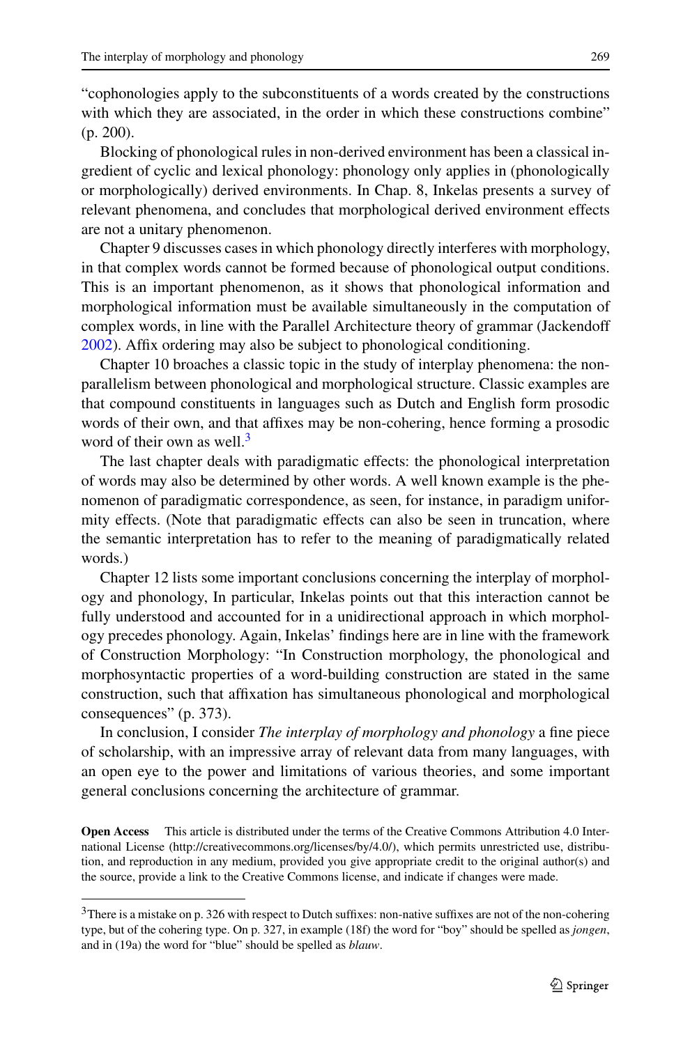"cophonologies apply to the subconstituents of a words created by the constructions with which they are associated, in the order in which these constructions combine" (p. 200).

Blocking of phonological rules in non-derived environment has been a classical ingredient of cyclic and lexical phonology: phonology only applies in (phonologically or morphologically) derived environments. In Chap. 8, Inkelas presents a survey of relevant phenomena, and concludes that morphological derived environment effects are not a unitary phenomenon.

Chapter 9 discusses cases in which phonology directly interferes with morphology, in that complex words cannot be formed because of phonological output conditions. This is an important phenomenon, as it shows that phonological information and morphological information must be available simultaneously in the computation of complex words, in line with the Parallel Architecture theory of grammar (Jackendoff 2002). Affix ordering may also be subject to phonological conditioning.

Chapter 10 broaches a classic topic in the study of interplay phenomena: the non-parallelism between phonological and morphological structure. Classic examples are that compound constituents in languages such as Dutch and English form prosodic words of their own, and that affixes may be non-cohering, hence forming a prosodic word of their own as well.[3]

The last chapter deals with paradigmatic effects: the phonological interpretation of words may also be determined by other words. A well known example is the phenomenon of paradigmatic correspondence, as seen, for instance, in paradigm uniformity effects. (Note that paradigmatic effects can also be seen in truncation, where the semantic interpretation has to refer to the meaning of paradigmatically related words.)

Chapter 12 lists some important conclusions concerning the interplay of morphology and phonology, In particular, Inkelas points out that this interaction cannot be fully understood and accounted for in a unidirectional approach in which morphology precedes phonology. Again, Inkelas' findings here are in line with the framework of Construction Morphology: "In Construction morphology, the phonological and morphosyntactic properties of a word-building construction are stated in the same construction, such that affixation has simultaneous phonological and morphological consequences" (p. 373).

In conclusion, I consider *The interplay of morphology and phonology* a fine piece of scholarship, with an impressive array of relevant data from many languages, with an open eye to the power and limitations of various theories, and some important general conclusions concerning the architecture of grammar.

**Open Access** This article is distributed under the terms of the Creative Commons Attribution 4.0 International License (http://creativecommons.org/licenses/by/4.0/), which permits unrestricted use, distribution, and reproduction in any medium, provided you give appropriate credit to the original author(s) and the source, provide a link to the Creative Commons license, and indicate if changes were made.

---

[3] There is a mistake on p. 326 with respect to Dutch suffixes: non-native suffixes are not of the non-cohering type, but of the cohering type. On p. 327, in example (18f) the word for "boy" should be spelled as *jongen*, and in (19a) the word for "blue" should be spelled as *blauw*.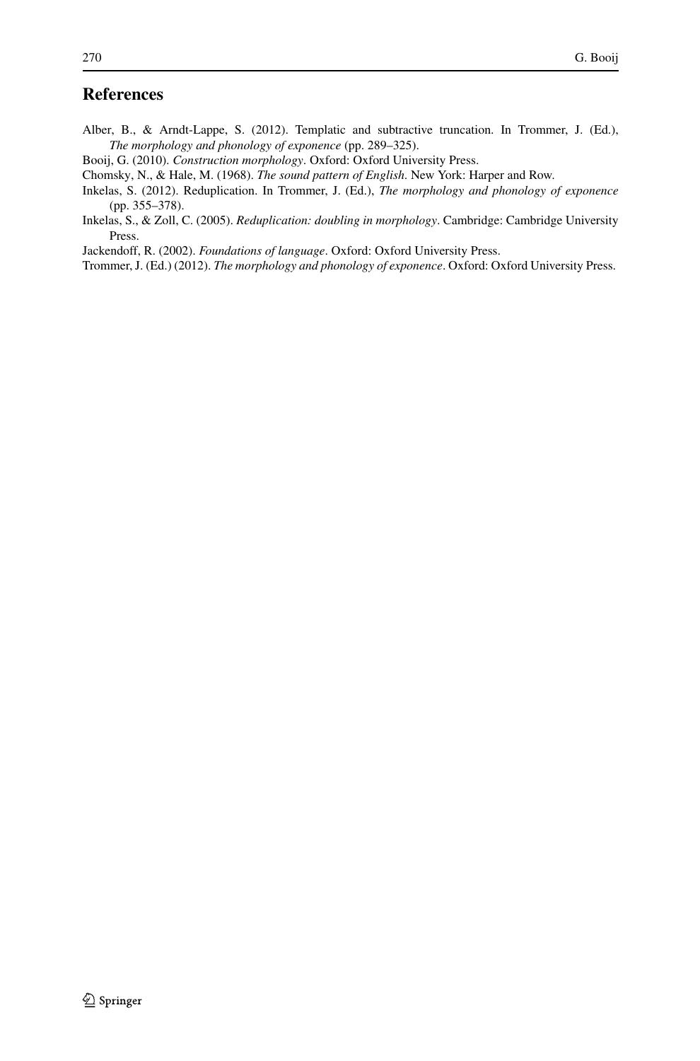## References

Alber, B., & Arndt-Lappe, S. (2012). Templatic and subtractive truncation. In Trommer, J. (Ed.), *The morphology and phonology of exponence* (pp. 289–325).

Booij, G. (2010). *Construction morphology*. Oxford: Oxford University Press.

Chomsky, N., & Hale, M. (1968). *The sound pattern of English*. New York: Harper and Row.

Inkelas, S. (2012). Reduplication. In Trommer, J. (Ed.), *The morphology and phonology of exponence* (pp. 355–378).

Inkelas, S., & Zoll, C. (2005). *Reduplication: doubling in morphology*. Cambridge: Cambridge University Press.

Jackendoff, R. (2002). *Foundations of language*. Oxford: Oxford University Press.

Trommer, J. (Ed.) (2012). *The morphology and phonology of exponence*. Oxford: Oxford University Press.